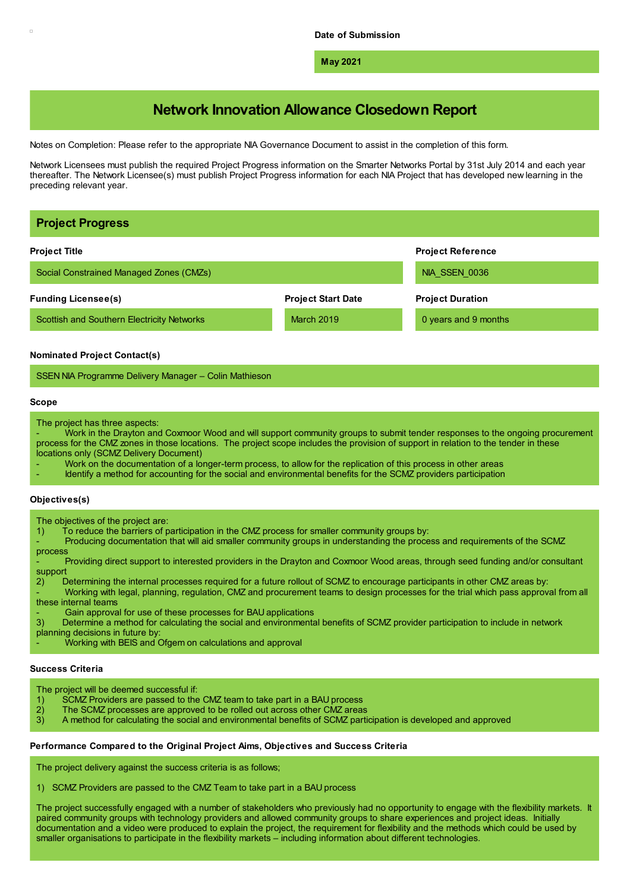**Date of Submission**

**May 2021**

# Network Innovation Allowance Closedown Report

Notes on Completion: Please refer to the appropriate NIA Governance Document to assist in the completion of this form.

Network Licensees must publish the required Project Progress information on the Smarter Networks Portal by 31st July 2014 and each year thereafter. The Network Licensee(s) must publish Project Progress information for each NIA Project that has developed new learning in the preceding relevant year.

## Project Progress

**Project Title**

Social Constrained Managed Zones (CMZs)

**Project Reference**

NIA_SSEN_0036

**Funding Licensee(s)**

Scottish and Southern Electricity Networks

**Project Start Date**

March 2019

**Project Duration**

0 years and 9 months

**Nominated Project Contact(s)**

SSEN NIA Programme Delivery Manager – Colin Mathieson

**Scope**

The project has three aspects:

- Work in the Drayton and Coxmoor Wood and will support community groups to submit tender responses to the ongoing procurement process for the CMZ zones in those locations. The project scope includes the provision of support in relation to the tender in these locations only (SCMZ Delivery Document)
- Work on the documentation of a longer-term process, to allow for the replication of this process in other areas
- Identify a method for accounting for the social and environmental benefits for the SCMZ providers participation

**Objectives(s)**

The objectives of the project are:

1) To reduce the barriers of participation in the CMZ process for smaller community groups by:
   - Producing documentation that will aid smaller community groups in understanding the process and requirements of the SCMZ process
   - Providing direct support to interested providers in the Drayton and Coxmoor Wood areas, through seed funding and/or consultant support
2) Determining the internal processes required for a future rollout of SCMZ to encourage participants in other CMZ areas by:
   - Working with legal, planning, regulation, CMZ and procurement teams to design processes for the trial which pass approval from all these internal teams
   - Gain approval for use of these processes for BAU applications
3) Determine a method for calculating the social and environmental benefits of SCMZ provider participation to include in network planning decisions in future by:
   - Working with BEIS and Ofgem on calculations and approval

**Success Criteria**

The project will be deemed successful if:

1) SCMZ Providers are passed to the CMZ team to take part in a BAU process
2) The SCMZ processes are approved to be rolled out across other CMZ areas
3) A method for calculating the social and environmental benefits of SCMZ participation is developed and approved

**Performance Compared to the Original Project Aims, Objectives and Success Criteria**

The project delivery against the success criteria is as follows;

1) SCMZ Providers are passed to the CMZ Team to take part in a BAU process

The project successfully engaged with a number of stakeholders who previously had no opportunity to engage with the flexibility markets. It paired community groups with technology providers and allowed community groups to share experiences and project ideas. Initially documentation and a video were produced to explain the project, the requirement for flexibility and the methods which could be used by smaller organisations to participate in the flexibility markets – including information about different technologies.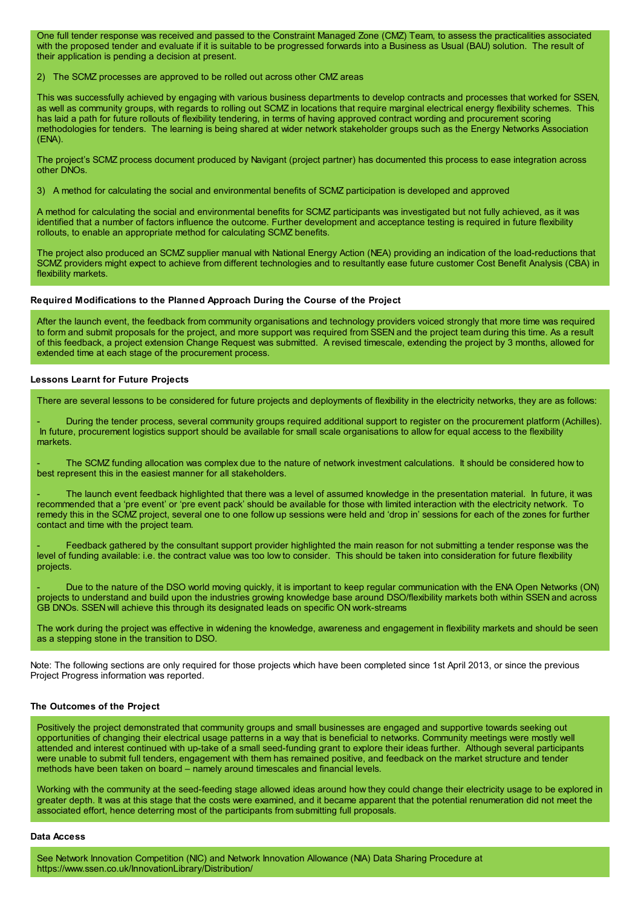One full tender response was received and passed to the Constraint Managed Zone (CMZ) Team, to assess the practicalities associated with the proposed tender and evaluate if it is suitable to be progressed forwards into a Business as Usual (BAU) solution. The result of their application is pending a decision at present.

2) The SCMZ processes are approved to be rolled out across other CMZ areas

This was successfully achieved by engaging with various business departments to develop contracts and processes that worked for SSEN, as well as community groups, with regards to rolling out SCMZ in locations that require marginal electrical energy flexibility schemes. This has laid a path for future rollouts of flexibility tendering, in terms of having approved contract wording and procurement scoring methodologies for tenders. The learning is being shared at wider network stakeholder groups such as the Energy Networks Association (ENA).

The project's SCMZ process document produced by Navigant (project partner) has documented this process to ease integration across other DNOs.

3) A method for calculating the social and environmental benefits of SCMZ participation is developed and approved

A method for calculating the social and environmental benefits for SCMZ participants was investigated but not fully achieved, as it was identified that a number of factors influence the outcome. Further development and acceptance testing is required in future flexibility rollouts, to enable an appropriate method for calculating SCMZ benefits.

The project also produced an SCMZ supplier manual with National Energy Action (NEA) providing an indication of the load-reductions that SCMZ providers might expect to achieve from different technologies and to resultantly ease future customer Cost Benefit Analysis (CBA) in flexibility markets.

**Required Modifications to the Planned Approach During the Course of the Project**

After the launch event, the feedback from community organisations and technology providers voiced strongly that more time was required to form and submit proposals for the project, and more support was required from SSEN and the project team during this time. As a result of this feedback, a project extension Change Request was submitted. A revised timescale, extending the project by 3 months, allowed for extended time at each stage of the procurement process.

**Lessons Learnt for Future Projects**

There are several lessons to be considered for future projects and deployments of flexibility in the electricity networks, they are as follows:

- During the tender process, several community groups required additional support to register on the procurement platform (Achilles). In future, procurement logistics support should be available for small scale organisations to allow for equal access to the flexibility markets.

- The SCMZ funding allocation was complex due to the nature of network investment calculations. It should be considered how to best represent this in the easiest manner for all stakeholders.

- The launch event feedback highlighted that there was a level of assumed knowledge in the presentation material. In future, it was recommended that a 'pre event' or 'pre event pack' should be available for those with limited interaction with the electricity network. To remedy this in the SCMZ project, several one to one follow up sessions were held and 'drop in' sessions for each of the zones for further contact and time with the project team.

- Feedback gathered by the consultant support provider highlighted the main reason for not submitting a tender response was the level of funding available: i.e. the contract value was too low to consider. This should be taken into consideration for future flexibility projects.

- Due to the nature of the DSO world moving quickly, it is important to keep regular communication with the ENA Open Networks (ON) projects to understand and build upon the industries growing knowledge base around DSO/flexibility markets both within SSEN and across GB DNOs. SSEN will achieve this through its designated leads on specific ON work-streams

The work during the project was effective in widening the knowledge, awareness and engagement in flexibility markets and should be seen as a stepping stone in the transition to DSO.

Note: The following sections are only required for those projects which have been completed since 1st April 2013, or since the previous Project Progress information was reported.

**The Outcomes of the Project**

Positively the project demonstrated that community groups and small businesses are engaged and supportive towards seeking out opportunities of changing their electrical usage patterns in a way that is beneficial to networks. Community meetings were mostly well attended and interest continued with up-take of a small seed-funding grant to explore their ideas further. Although several participants were unable to submit full tenders, engagement with them has remained positive, and feedback on the market structure and tender methods have been taken on board – namely around timescales and financial levels.

Working with the community at the seed-feeding stage allowed ideas around how they could change their electricity usage to be explored in greater depth. It was at this stage that the costs were examined, and it became apparent that the potential renumeration did not meet the associated effort, hence deterring most of the participants from submitting full proposals.

**Data Access**

See Network Innovation Competition (NIC) and Network Innovation Allowance (NIA) Data Sharing Procedure at https://www.ssen.co.uk/InnovationLibrary/Distribution/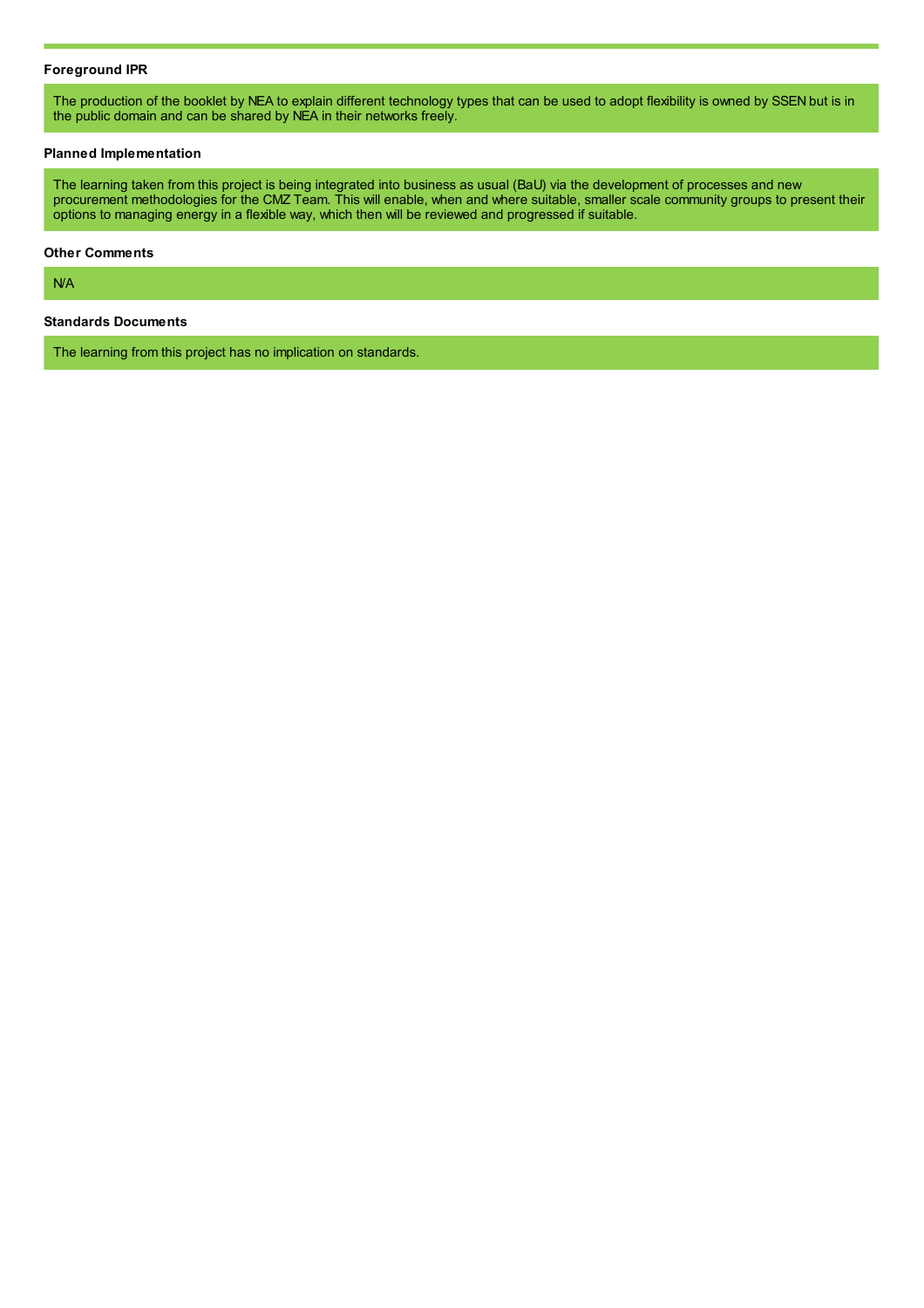### Foreground IPR

The production of the booklet by NEA to explain different technology types that can be used to adopt flexibility is owned by SSEN but is in the public domain and can be shared by NEA in their networks freely.

### Planned Implementation

The learning taken from this project is being integrated into business as usual (BaU) via the development of processes and new procurement methodologies for the CMZ Team. This will enable, when and where suitable, smaller scale community groups to present their options to managing energy in a flexible way, which then will be reviewed and progressed if suitable.

### Other Comments

N/A

### Standards Documents

The learning from this project has no implication on standards.